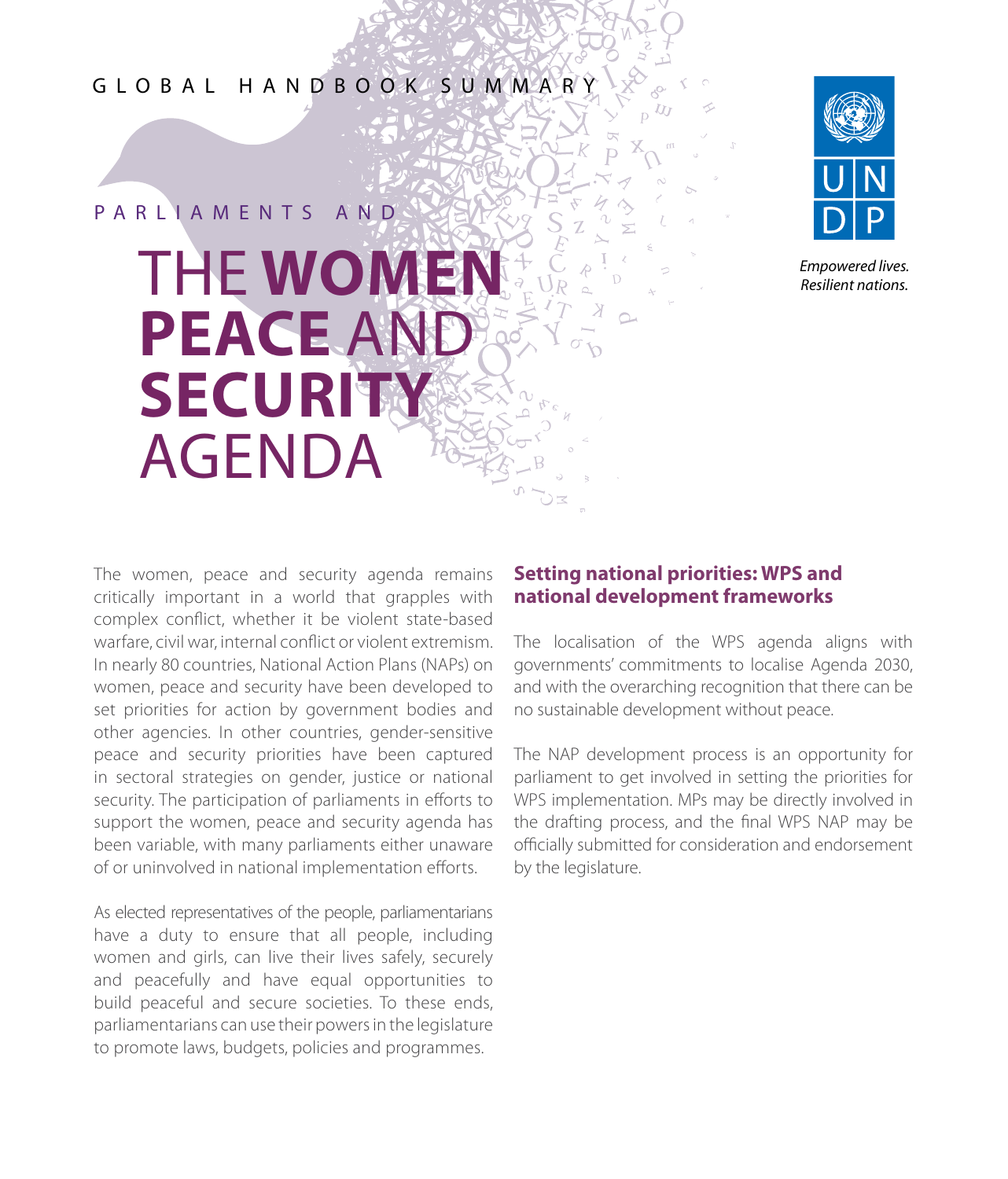GLOBAL HANDBOOK SUMMARY

PARLIAMENTS AND

# THE **WOMEN PEACE** AND **SECURITY** AGENDA

UNDP

*Empowered lives. Resilient nations.*

The women, peace and security agenda remains critically important in a world that grapples with complex conflict, whether it be violent state-based warfare, civil war, internal conflict or violent extremism. In nearly 80 countries, National Action Plans (NAPs) on women, peace and security have been developed to set priorities for action by government bodies and other agencies. In other countries, gender-sensitive peace and security priorities have been captured in sectoral strategies on gender, justice or national security. The participation of parliaments in efforts to support the women, peace and security agenda has been variable, with many parliaments either unaware of or uninvolved in national implementation efforts.

As elected representatives of the people, parliamentarians have a duty to ensure that all people, including women and girls, can live their lives safely, securely and peacefully and have equal opportunities to build peaceful and secure societies. To these ends, parliamentarians can use their powers in the legislature to promote laws, budgets, policies and programmes.

## Setting national priorities: WPS and national development frameworks

The localisation of the WPS agenda aligns with governments' commitments to localise Agenda 2030, and with the overarching recognition that there can be no sustainable development without peace.

The NAP development process is an opportunity for parliament to get involved in setting the priorities for WPS implementation. MPs may be directly involved in the drafting process, and the final WPS NAP may be officially submitted for consideration and endorsement by the legislature.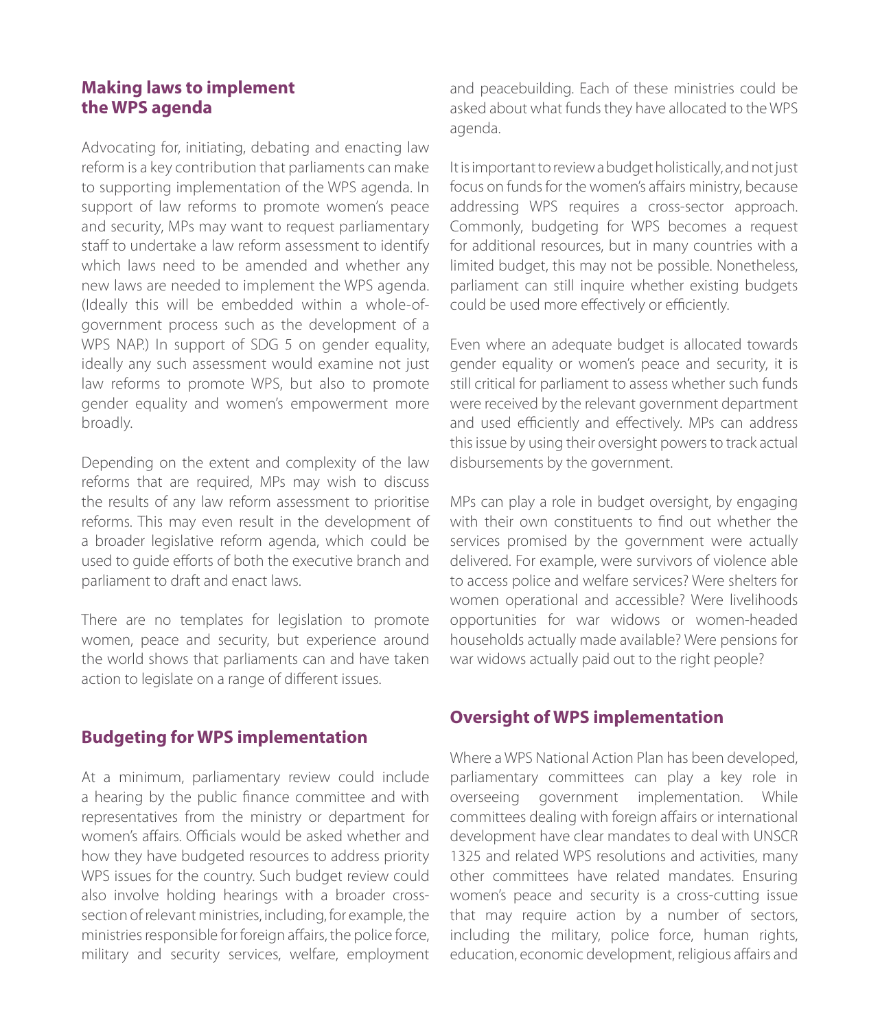## Making laws to implement the WPS agenda

Advocating for, initiating, debating and enacting law reform is a key contribution that parliaments can make to supporting implementation of the WPS agenda. In support of law reforms to promote women's peace and security, MPs may want to request parliamentary staff to undertake a law reform assessment to identify which laws need to be amended and whether any new laws are needed to implement the WPS agenda. (Ideally this will be embedded within a whole-of-government process such as the development of a WPS NAP.) In support of SDG 5 on gender equality, ideally any such assessment would examine not just law reforms to promote WPS, but also to promote gender equality and women's empowerment more broadly.

Depending on the extent and complexity of the law reforms that are required, MPs may wish to discuss the results of any law reform assessment to prioritise reforms. This may even result in the development of a broader legislative reform agenda, which could be used to guide efforts of both the executive branch and parliament to draft and enact laws.

There are no templates for legislation to promote women, peace and security, but experience around the world shows that parliaments can and have taken action to legislate on a range of different issues.

## Budgeting for WPS implementation

At a minimum, parliamentary review could include a hearing by the public finance committee and with representatives from the ministry or department for women's affairs. Officials would be asked whether and how they have budgeted resources to address priority WPS issues for the country. Such budget review could also involve holding hearings with a broader cross-section of relevant ministries, including, for example, the ministries responsible for foreign affairs, the police force, military and security services, welfare, employment and peacebuilding. Each of these ministries could be asked about what funds they have allocated to the WPS agenda.

It is important to review a budget holistically, and not just focus on funds for the women's affairs ministry, because addressing WPS requires a cross-sector approach. Commonly, budgeting for WPS becomes a request for additional resources, but in many countries with a limited budget, this may not be possible. Nonetheless, parliament can still inquire whether existing budgets could be used more effectively or efficiently.

Even where an adequate budget is allocated towards gender equality or women's peace and security, it is still critical for parliament to assess whether such funds were received by the relevant government department and used efficiently and effectively. MPs can address this issue by using their oversight powers to track actual disbursements by the government.

MPs can play a role in budget oversight, by engaging with their own constituents to find out whether the services promised by the government were actually delivered. For example, were survivors of violence able to access police and welfare services? Were shelters for women operational and accessible? Were livelihoods opportunities for war widows or women-headed households actually made available? Were pensions for war widows actually paid out to the right people?

## Oversight of WPS implementation

Where a WPS National Action Plan has been developed, parliamentary committees can play a key role in overseeing government implementation. While committees dealing with foreign affairs or international development have clear mandates to deal with UNSCR 1325 and related WPS resolutions and activities, many other committees have related mandates. Ensuring women's peace and security is a cross-cutting issue that may require action by a number of sectors, including the military, police force, human rights, education, economic development, religious affairs and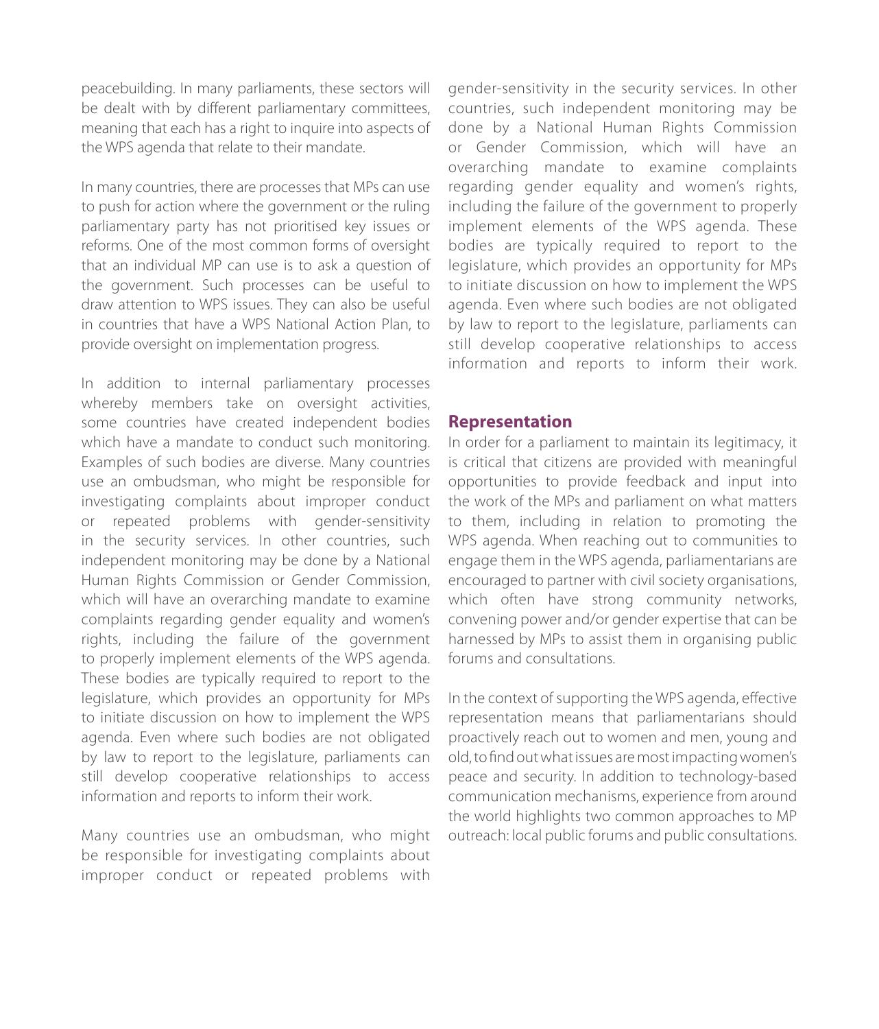peacebuilding. In many parliaments, these sectors will be dealt with by different parliamentary committees, meaning that each has a right to inquire into aspects of the WPS agenda that relate to their mandate.

In many countries, there are processes that MPs can use to push for action where the government or the ruling parliamentary party has not prioritised key issues or reforms. One of the most common forms of oversight that an individual MP can use is to ask a question of the government. Such processes can be useful to draw attention to WPS issues. They can also be useful in countries that have a WPS National Action Plan, to provide oversight on implementation progress.

In addition to internal parliamentary processes whereby members take on oversight activities, some countries have created independent bodies which have a mandate to conduct such monitoring. Examples of such bodies are diverse. Many countries use an ombudsman, who might be responsible for investigating complaints about improper conduct or repeated problems with gender-sensitivity in the security services. In other countries, such independent monitoring may be done by a National Human Rights Commission or Gender Commission, which will have an overarching mandate to examine complaints regarding gender equality and women's rights, including the failure of the government to properly implement elements of the WPS agenda. These bodies are typically required to report to the legislature, which provides an opportunity for MPs to initiate discussion on how to implement the WPS agenda. Even where such bodies are not obligated by law to report to the legislature, parliaments can still develop cooperative relationships to access information and reports to inform their work.

Many countries use an ombudsman, who might be responsible for investigating complaints about improper conduct or repeated problems with gender-sensitivity in the security services. In other countries, such independent monitoring may be done by a National Human Rights Commission or Gender Commission, which will have an overarching mandate to examine complaints regarding gender equality and women's rights, including the failure of the government to properly implement elements of the WPS agenda. These bodies are typically required to report to the legislature, which provides an opportunity for MPs to initiate discussion on how to implement the WPS agenda. Even where such bodies are not obligated by law to report to the legislature, parliaments can still develop cooperative relationships to access information and reports to inform their work.

## Representation

In order for a parliament to maintain its legitimacy, it is critical that citizens are provided with meaningful opportunities to provide feedback and input into the work of the MPs and parliament on what matters to them, including in relation to promoting the WPS agenda. When reaching out to communities to engage them in the WPS agenda, parliamentarians are encouraged to partner with civil society organisations, which often have strong community networks, convening power and/or gender expertise that can be harnessed by MPs to assist them in organising public forums and consultations.

In the context of supporting the WPS agenda, effective representation means that parliamentarians should proactively reach out to women and men, young and old, to find out what issues are most impacting women's peace and security. In addition to technology-based communication mechanisms, experience from around the world highlights two common approaches to MP outreach: local public forums and public consultations.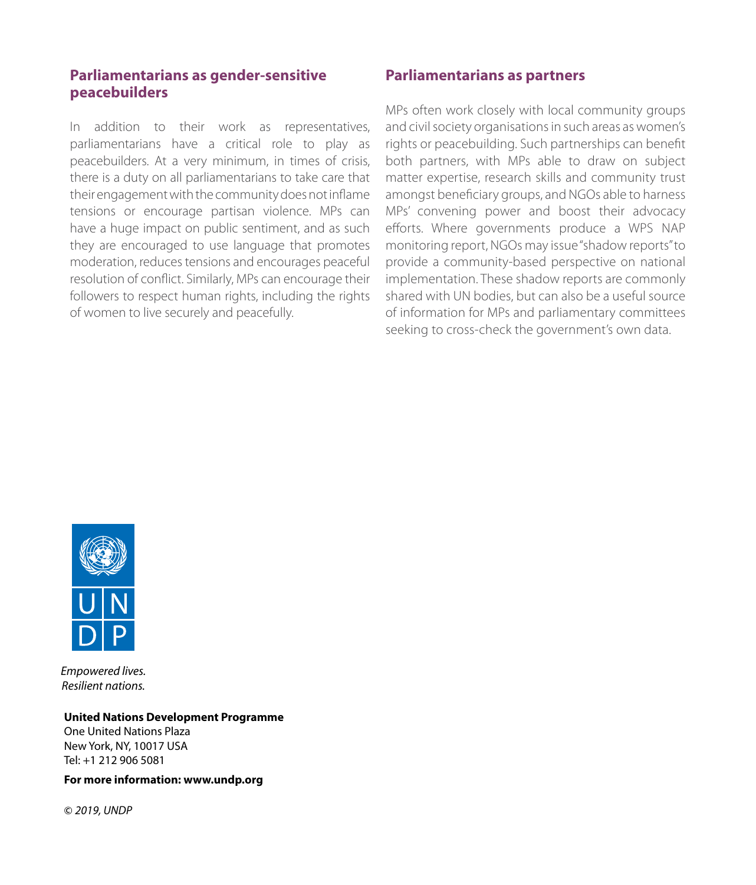## Parliamentarians as gender-sensitive peacebuilders

In addition to their work as representatives, parliamentarians have a critical role to play as peacebuilders. At a very minimum, in times of crisis, there is a duty on all parliamentarians to take care that their engagement with the community does not inflame tensions or encourage partisan violence. MPs can have a huge impact on public sentiment, and as such they are encouraged to use language that promotes moderation, reduces tensions and encourages peaceful resolution of conflict. Similarly, MPs can encourage their followers to respect human rights, including the rights of women to live securely and peacefully.

## Parliamentarians as partners

MPs often work closely with local community groups and civil society organisations in such areas as women's rights or peacebuilding. Such partnerships can benefit both partners, with MPs able to draw on subject matter expertise, research skills and community trust amongst beneficiary groups, and NGOs able to harness MPs' convening power and boost their advocacy efforts. Where governments produce a WPS NAP monitoring report, NGOs may issue "shadow reports" to provide a community-based perspective on national implementation. These shadow reports are commonly shared with UN bodies, but can also be a useful source of information for MPs and parliamentary committees seeking to cross-check the government's own data.

UNDP

*Empowered lives.*
*Resilient nations.*

**United Nations Development Programme**
One United Nations Plaza
New York, NY, 10017 USA
Tel: +1 212 906 5081

**For more information: www.undp.org**

*© 2019, UNDP*